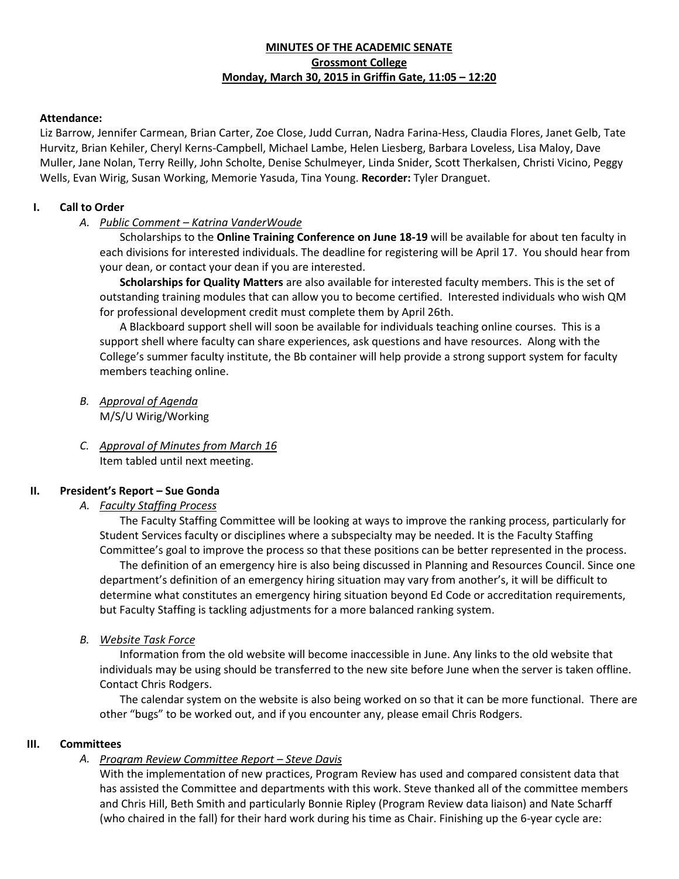# MINUTES OF THE ACADEMIC SENATE

## Grossmont College

## Monday, March 30, 2015 in Griffin Gate, 11:05 – 12:20

**Attendance:**

Liz Barrow, Jennifer Carmean, Brian Carter, Zoe Close, Judd Curran, Nadra Farina-Hess, Claudia Flores, Janet Gelb, Tate Hurvitz, Brian Kehiler, Cheryl Kerns-Campbell, Michael Lambe, Helen Liesberg, Barbara Loveless, Lisa Maloy, Dave Muller, Jane Nolan, Terry Reilly, John Scholte, Denise Schulmeyer, Linda Snider, Scott Therkalsen, Christi Vicino, Peggy Wells, Evan Wirig, Susan Working, Memorie Yasuda, Tina Young. **Recorder:** Tyler Dranguet.

### I. Call to Order

*A. Public Comment – Katrina VanderWoude*

Scholarships to the **Online Training Conference on June 18-19** will be available for about ten faculty in each divisions for interested individuals. The deadline for registering will be April 17. You should hear from your dean, or contact your dean if you are interested.

**Scholarships for Quality Matters** are also available for interested faculty members. This is the set of outstanding training modules that can allow you to become certified. Interested individuals who wish QM for professional development credit must complete them by April 26th.

A Blackboard support shell will soon be available for individuals teaching online courses. This is a support shell where faculty can share experiences, ask questions and have resources. Along with the College's summer faculty institute, the Bb container will help provide a strong support system for faculty members teaching online.

*B. Approval of Agenda*

M/S/U Wirig/Working

*C. Approval of Minutes from March 16*

Item tabled until next meeting.

### II. President's Report – Sue Gonda

*A. Faculty Staffing Process*

The Faculty Staffing Committee will be looking at ways to improve the ranking process, particularly for Student Services faculty or disciplines where a subspecialty may be needed. It is the Faculty Staffing Committee's goal to improve the process so that these positions can be better represented in the process.

The definition of an emergency hire is also being discussed in Planning and Resources Council. Since one department's definition of an emergency hiring situation may vary from another's, it will be difficult to determine what constitutes an emergency hiring situation beyond Ed Code or accreditation requirements, but Faculty Staffing is tackling adjustments for a more balanced ranking system.

*B. Website Task Force*

Information from the old website will become inaccessible in June. Any links to the old website that individuals may be using should be transferred to the new site before June when the server is taken offline. Contact Chris Rodgers.

The calendar system on the website is also being worked on so that it can be more functional. There are other "bugs" to be worked out, and if you encounter any, please email Chris Rodgers.

### III. Committees

*A. Program Review Committee Report – Steve Davis*

With the implementation of new practices, Program Review has used and compared consistent data that has assisted the Committee and departments with this work. Steve thanked all of the committee members and Chris Hill, Beth Smith and particularly Bonnie Ripley (Program Review data liaison) and Nate Scharff (who chaired in the fall) for their hard work during his time as Chair. Finishing up the 6-year cycle are: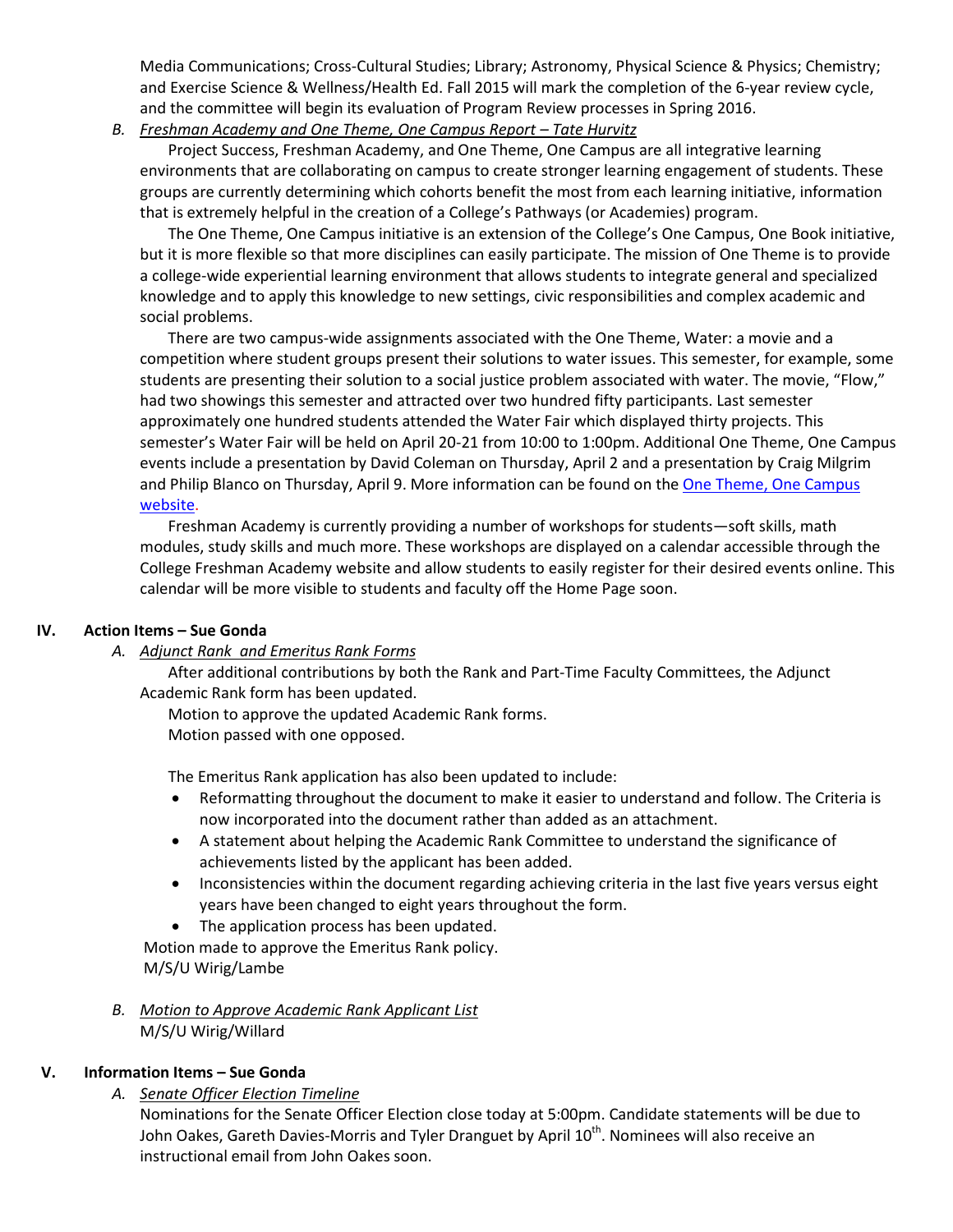Media Communications; Cross-Cultural Studies; Library; Astronomy, Physical Science & Physics; Chemistry; and Exercise Science & Wellness/Health Ed. Fall 2015 will mark the completion of the 6-year review cycle, and the committee will begin its evaluation of Program Review processes in Spring 2016.

*B. Freshman Academy and One Theme, One Campus Report – Tate Hurvitz*

Project Success, Freshman Academy, and One Theme, One Campus are all integrative learning environments that are collaborating on campus to create stronger learning engagement of students. These groups are currently determining which cohorts benefit the most from each learning initiative, information that is extremely helpful in the creation of a College's Pathways (or Academies) program.

The One Theme, One Campus initiative is an extension of the College's One Campus, One Book initiative, but it is more flexible so that more disciplines can easily participate. The mission of One Theme is to provide a college-wide experiential learning environment that allows students to integrate general and specialized knowledge and to apply this knowledge to new settings, civic responsibilities and complex academic and social problems.

There are two campus-wide assignments associated with the One Theme, Water: a movie and a competition where student groups present their solutions to water issues. This semester, for example, some students are presenting their solution to a social justice problem associated with water. The movie, "Flow," had two showings this semester and attracted over two hundred fifty participants. Last semester approximately one hundred students attended the Water Fair which displayed thirty projects. This semester's Water Fair will be held on April 20-21 from 10:00 to 1:00pm. Additional One Theme, One Campus events include a presentation by David Coleman on Thursday, April 2 and a presentation by Craig Milgrim and Philip Blanco on Thursday, April 9. More information can be found on the One Theme, One Campus website.

Freshman Academy is currently providing a number of workshops for students—soft skills, math modules, study skills and much more. These workshops are displayed on a calendar accessible through the College Freshman Academy website and allow students to easily register for their desired events online. This calendar will be more visible to students and faculty off the Home Page soon.

## IV. Action Items – Sue Gonda

*A. Adjunct Rank and Emeritus Rank Forms*

After additional contributions by both the Rank and Part-Time Faculty Committees, the Adjunct Academic Rank form has been updated.

Motion to approve the updated Academic Rank forms.
Motion passed with one opposed.

The Emeritus Rank application has also been updated to include:

- Reformatting throughout the document to make it easier to understand and follow. The Criteria is now incorporated into the document rather than added as an attachment.
- A statement about helping the Academic Rank Committee to understand the significance of achievements listed by the applicant has been added.
- Inconsistencies within the document regarding achieving criteria in the last five years versus eight years have been changed to eight years throughout the form.
- The application process has been updated.

Motion made to approve the Emeritus Rank policy.
M/S/U Wirig/Lambe

*B. Motion to Approve Academic Rank Applicant List*

M/S/U Wirig/Willard

## V. Information Items – Sue Gonda

*A. Senate Officer Election Timeline*

Nominations for the Senate Officer Election close today at 5:00pm. Candidate statements will be due to John Oakes, Gareth Davies-Morris and Tyler Dranguet by April 10th. Nominees will also receive an instructional email from John Oakes soon.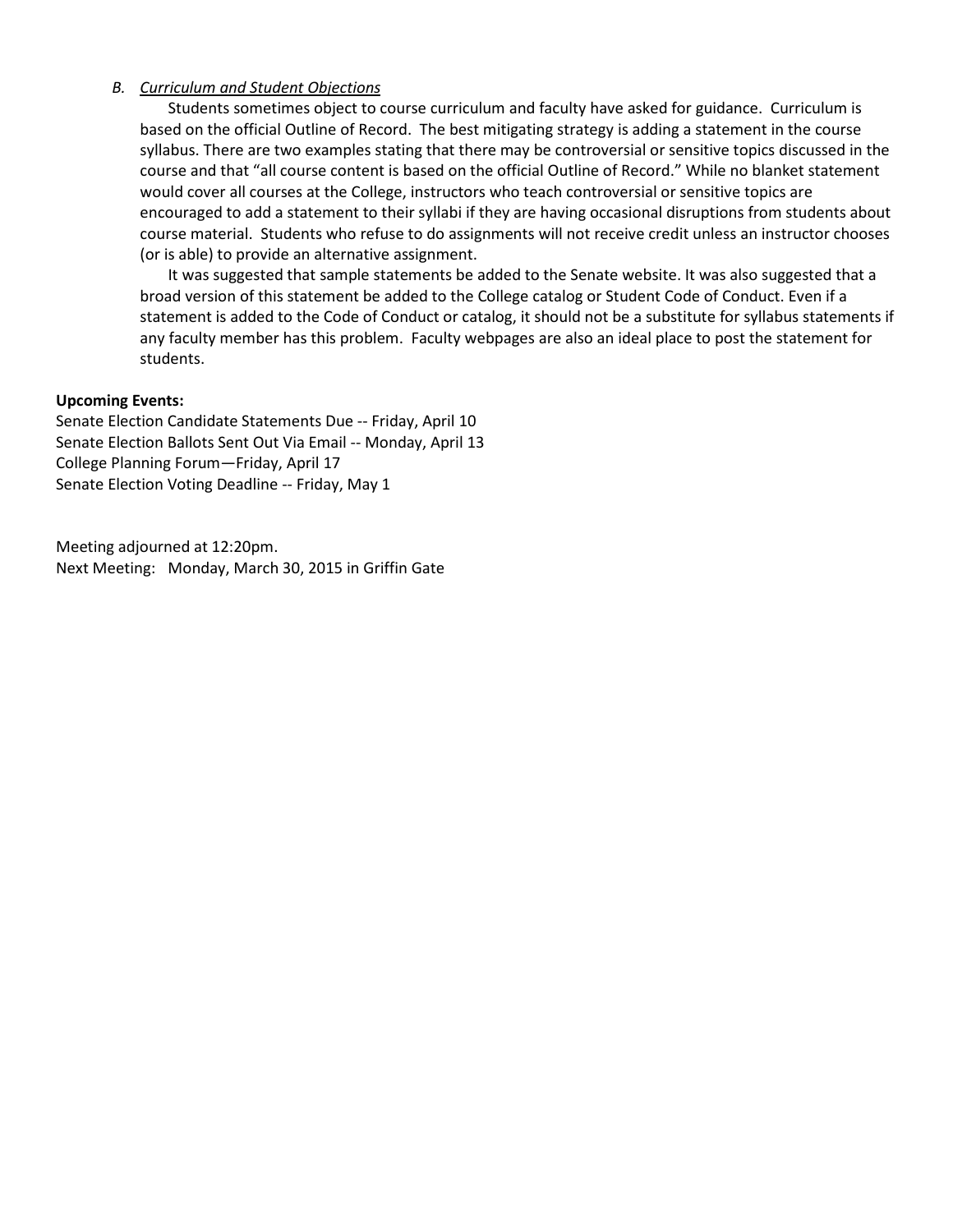*B. <u>Curriculum and Student Objections</u>*

Students sometimes object to course curriculum and faculty have asked for guidance. Curriculum is based on the official Outline of Record. The best mitigating strategy is adding a statement in the course syllabus. There are two examples stating that there may be controversial or sensitive topics discussed in the course and that "all course content is based on the official Outline of Record." While no blanket statement would cover all courses at the College, instructors who teach controversial or sensitive topics are encouraged to add a statement to their syllabi if they are having occasional disruptions from students about course material. Students who refuse to do assignments will not receive credit unless an instructor chooses (or is able) to provide an alternative assignment.

It was suggested that sample statements be added to the Senate website. It was also suggested that a broad version of this statement be added to the College catalog or Student Code of Conduct. Even if a statement is added to the Code of Conduct or catalog, it should not be a substitute for syllabus statements if any faculty member has this problem. Faculty webpages are also an ideal place to post the statement for students.

**Upcoming Events:**

Senate Election Candidate Statements Due -- Friday, April 10
Senate Election Ballots Sent Out Via Email -- Monday, April 13
College Planning Forum—Friday, April 17
Senate Election Voting Deadline -- Friday, May 1

Meeting adjourned at 12:20pm.
Next Meeting: Monday, March 30, 2015 in Griffin Gate